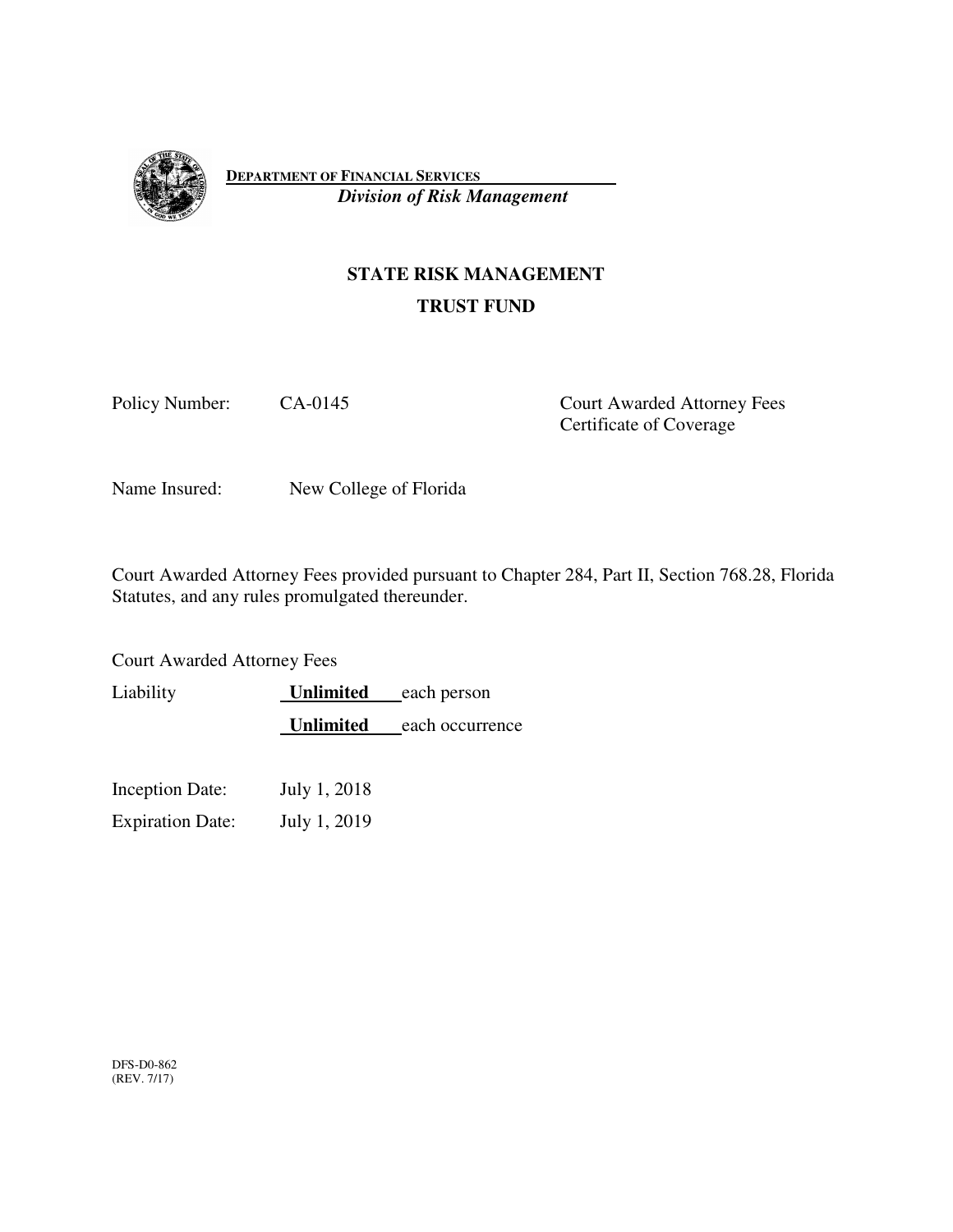**DEPARTMENT OF FINANCIAL SERVICES**
***Division of Risk Management***

## STATE RISK MANAGEMENT
## TRUST FUND

Policy Number: CA-0145

Court Awarded Attorney Fees
Certificate of Coverage

Name Insured: New College of Florida

Court Awarded Attorney Fees provided pursuant to Chapter 284, Part II, Section 768.28, Florida Statutes, and any rules promulgated thereunder.

Court Awarded Attorney Fees

Liability **Unlimited** each person

**Unlimited** each occurrence

Inception Date: July 1, 2018

Expiration Date: July 1, 2019

DFS-D0-862
(REV. 7/17)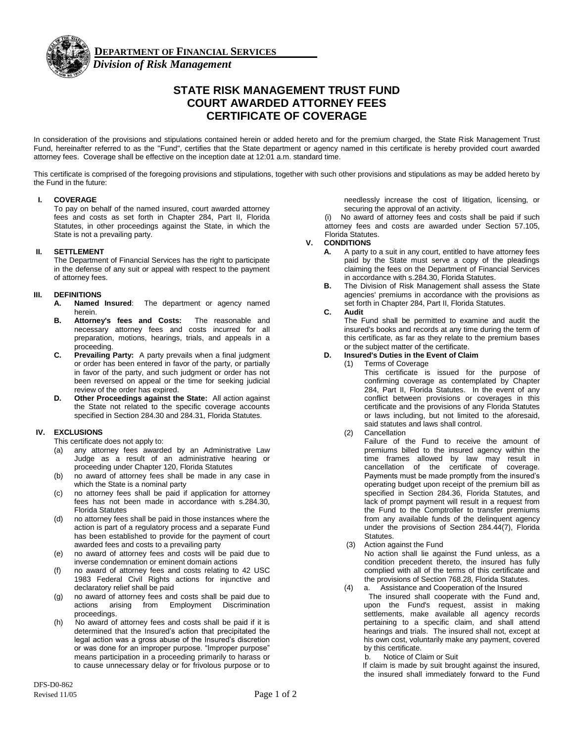**DEPARTMENT OF FINANCIAL SERVICES**
*Division of Risk Management*

# STATE RISK MANAGEMENT TRUST FUND
# COURT AWARDED ATTORNEY FEES
# CERTIFICATE OF COVERAGE

In consideration of the provisions and stipulations contained herein or added hereto and for the premium charged, the State Risk Management Trust Fund, hereinafter referred to as the "Fund", certifies that the State department or agency named in this certificate is hereby provided court awarded attorney fees. Coverage shall be effective on the inception date at 12:01 a.m. standard time.

This certificate is comprised of the foregoing provisions and stipulations, together with such other provisions and stipulations as may be added hereto by the Fund in the future:

**I. COVERAGE**

To pay on behalf of the named insured, court awarded attorney fees and costs as set forth in Chapter 284, Part II, Florida Statutes, in other proceedings against the State, in which the State is not a prevailing party.

**II. SETTLEMENT**

The Department of Financial Services has the right to participate in the defense of any suit or appeal with respect to the payment of attorney fees.

**III. DEFINITIONS**

- **A. Named Insured**: The department or agency named herein.
- **B. Attorney's fees and Costs:** The reasonable and necessary attorney fees and costs incurred for all preparation, motions, hearings, trials, and appeals in a proceeding.
- **C. Prevailing Party:** A party prevails when a final judgment or order has been entered in favor of the party, or partially in favor of the party, and such judgment or order has not been reversed on appeal or the time for seeking judicial review of the order has expired.
- **D. Other Proceedings against the State:** All action against the State not related to the specific coverage accounts specified in Section 284.30 and 284.31, Florida Statutes.

**IV. EXCLUSIONS**

This certificate does not apply to:

- (a) any attorney fees awarded by an Administrative Law Judge as a result of an administrative hearing or proceeding under Chapter 120, Florida Statutes
- (b) no award of attorney fees shall be made in any case in which the State is a nominal party
- (c) no attorney fees shall be paid if application for attorney fees has not been made in accordance with s.284.30, Florida Statutes
- (d) no attorney fees shall be paid in those instances where the action is part of a regulatory process and a separate Fund has been established to provide for the payment of court awarded fees and costs to a prevailing party
- (e) no award of attorney fees and costs will be paid due to inverse condemnation or eminent domain actions
- (f) no award of attorney fees and costs relating to 42 USC 1983 Federal Civil Rights actions for injunctive and declaratory relief shall be paid
- (g) no award of attorney fees and costs shall be paid due to actions arising from Employment Discrimination proceedings.
- (h) No award of attorney fees and costs shall be paid if it is determined that the Insured's action that precipitated the legal action was a gross abuse of the Insured's discretion or was done for an improper purpose. "Improper purpose" means participation in a proceeding primarily to harass or to cause unnecessary delay or for frivolous purpose or to needlessly increase the cost of litigation, licensing, or securing the approval of an activity.
- (i) No award of attorney fees and costs shall be paid if such attorney fees and costs are awarded under Section 57.105, Florida Statutes.

**V. CONDITIONS**

- **A.** A party to a suit in any court, entitled to have attorney fees paid by the State must serve a copy of the pleadings claiming the fees on the Department of Financial Services in accordance with s.284.30, Florida Statutes.
- **B.** The Division of Risk Management shall assess the State agencies' premiums in accordance with the provisions as set forth in Chapter 284, Part II, Florida Statutes.
- **C. Audit**

  The Fund shall be permitted to examine and audit the insured's books and records at any time during the term of this certificate, as far as they relate to the premium bases or the subject matter of the certificate.
- **D. Insured's Duties in the Event of Claim**
  - (1) Terms of Coverage

    This certificate is issued for the purpose of confirming coverage as contemplated by Chapter 284, Part II, Florida Statutes. In the event of any conflict between provisions or coverages in this certificate and the provisions of any Florida Statutes or laws including, but not limited to the aforesaid, said statutes and laws shall control.
  - (2) Cancellation

    Failure of the Fund to receive the amount of premiums billed to the insured agency within the time frames allowed by law may result in cancellation of the certificate of coverage. Payments must be made promptly from the insured's operating budget upon receipt of the premium bill as specified in Section 284.36, Florida Statutes, and lack of prompt payment will result in a request from the Fund to the Comptroller to transfer premiums from any available funds of the delinquent agency under the provisions of Section 284.44(7), Florida Statutes.
  - (3) Action against the Fund

    No action shall lie against the Fund unless, as a condition precedent thereto, the insured has fully complied with all of the terms of this certificate and the provisions of Section 768.28, Florida Statutes.
  - (4) a. Assistance and Cooperation of the Insured

    The insured shall cooperate with the Fund and, upon the Fund's request, assist in making settlements, make available all agency records pertaining to a specific claim, and shall attend hearings and trials. The insured shall not, except at his own cost, voluntarily make any payment, covered by this certificate.

    b. Notice of Claim or Suit

    If claim is made by suit brought against the insured, the insured shall immediately forward to the Fund

DFS-D0-862
Revised 11/05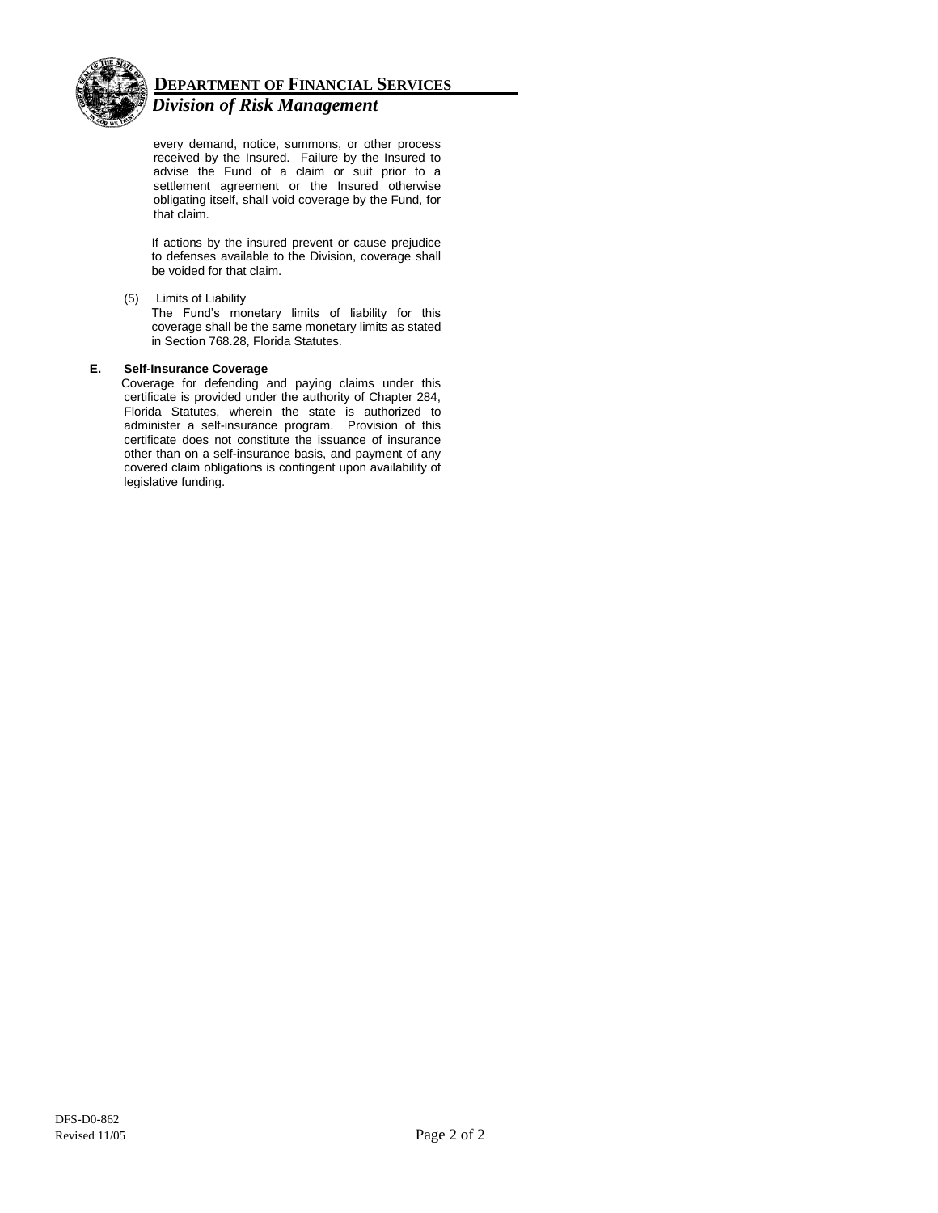every demand, notice, summons, or other process received by the Insured. Failure by the Insured to advise the Fund of a claim or suit prior to a settlement agreement or the Insured otherwise obligating itself, shall void coverage by the Fund, for that claim.

If actions by the insured prevent or cause prejudice to defenses available to the Division, coverage shall be voided for that claim.

(5) Limits of Liability
The Fund's monetary limits of liability for this coverage shall be the same monetary limits as stated in Section 768.28, Florida Statutes.

**E. Self-Insurance Coverage**

Coverage for defending and paying claims under this certificate is provided under the authority of Chapter 284, Florida Statutes, wherein the state is authorized to administer a self-insurance program. Provision of this certificate does not constitute the issuance of insurance other than on a self-insurance basis, and payment of any covered claim obligations is contingent upon availability of legislative funding.

DFS-D0-862
Revised 11/05